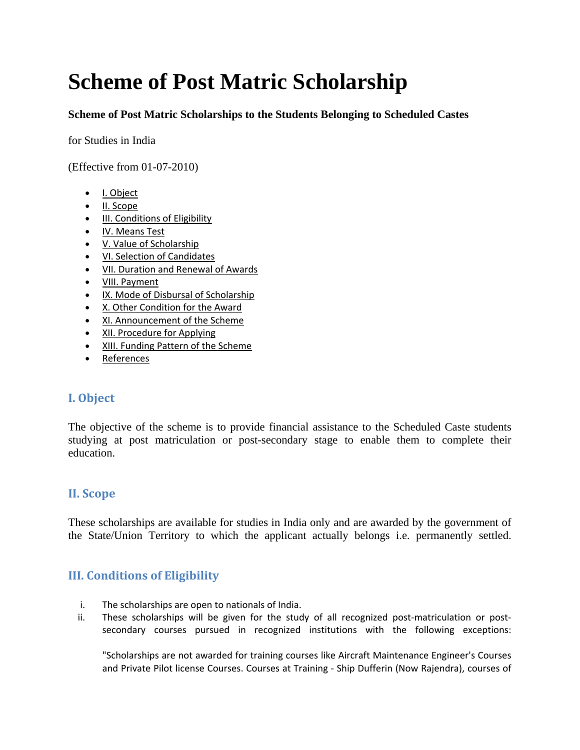# Scheme of Post Matric Scholarship

**Scheme of Post Matric Scholarships to the Students Belonging to Scheduled Castes**

for Studies in India

(Effective from 01-07-2010)

- I. Object
- II. Scope
- III. Conditions of Eligibility
- IV. Means Test
- V. Value of Scholarship
- VI. Selection of Candidates
- VII. Duration and Renewal of Awards
- VIII. Payment
- IX. Mode of Disbursal of Scholarship
- X. Other Condition for the Award
- XI. Announcement of the Scheme
- XII. Procedure for Applying
- XIII. Funding Pattern of the Scheme
- References

## I. Object

The objective of the scheme is to provide financial assistance to the Scheduled Caste students studying at post matriculation or post-secondary stage to enable them to complete their education.

## II. Scope

These scholarships are available for studies in India only and are awarded by the government of the State/Union Territory to which the applicant actually belongs i.e. permanently settled.

## III. Conditions of Eligibility

i. The scholarships are open to nationals of India.

ii. These scholarships will be given for the study of all recognized post-matriculation or post-secondary courses pursued in recognized institutions with the following exceptions:

"Scholarships are not awarded for training courses like Aircraft Maintenance Engineer's Courses and Private Pilot license Courses. Courses at Training - Ship Dufferin (Now Rajendra), courses of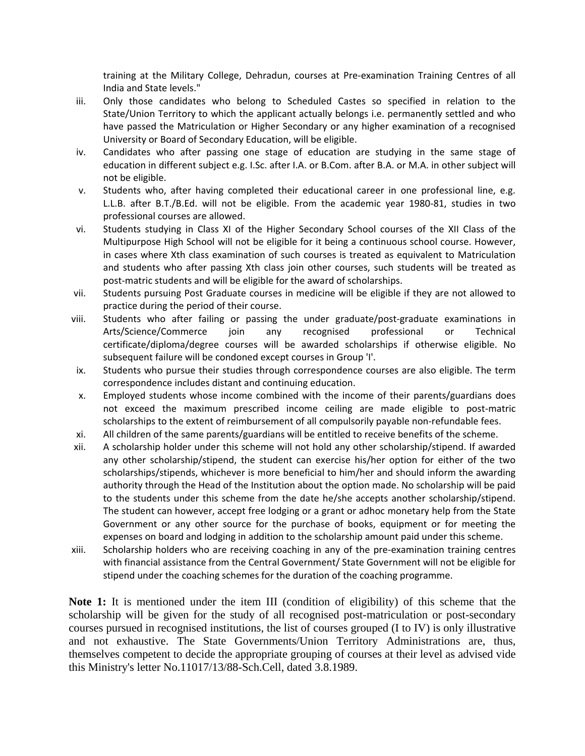training at the Military College, Dehradun, courses at Pre-examination Training Centres of all India and State levels."

iii. Only those candidates who belong to Scheduled Castes so specified in relation to the State/Union Territory to which the applicant actually belongs i.e. permanently settled and who have passed the Matriculation or Higher Secondary or any higher examination of a recognised University or Board of Secondary Education, will be eligible.

iv. Candidates who after passing one stage of education are studying in the same stage of education in different subject e.g. I.Sc. after I.A. or B.Com. after B.A. or M.A. in other subject will not be eligible.

v. Students who, after having completed their educational career in one professional line, e.g. L.L.B. after B.T./B.Ed. will not be eligible. From the academic year 1980-81, studies in two professional courses are allowed.

vi. Students studying in Class XI of the Higher Secondary School courses of the XII Class of the Multipurpose High School will not be eligible for it being a continuous school course. However, in cases where Xth class examination of such courses is treated as equivalent to Matriculation and students who after passing Xth class join other courses, such students will be treated as post-matric students and will be eligible for the award of scholarships.

vii. Students pursuing Post Graduate courses in medicine will be eligible if they are not allowed to practice during the period of their course.

viii. Students who after failing or passing the under graduate/post-graduate examinations in Arts/Science/Commerce join any recognised professional or Technical certificate/diploma/degree courses will be awarded scholarships if otherwise eligible. No subsequent failure will be condoned except courses in Group 'I'.

ix. Students who pursue their studies through correspondence courses are also eligible. The term correspondence includes distant and continuing education.

x. Employed students whose income combined with the income of their parents/guardians does not exceed the maximum prescribed income ceiling are made eligible to post-matric scholarships to the extent of reimbursement of all compulsorily payable non-refundable fees.

xi. All children of the same parents/guardians will be entitled to receive benefits of the scheme.

xii. A scholarship holder under this scheme will not hold any other scholarship/stipend. If awarded any other scholarship/stipend, the student can exercise his/her option for either of the two scholarships/stipends, whichever is more beneficial to him/her and should inform the awarding authority through the Head of the Institution about the option made. No scholarship will be paid to the students under this scheme from the date he/she accepts another scholarship/stipend. The student can however, accept free lodging or a grant or adhoc monetary help from the State Government or any other source for the purchase of books, equipment or for meeting the expenses on board and lodging in addition to the scholarship amount paid under this scheme.

xiii. Scholarship holders who are receiving coaching in any of the pre-examination training centres with financial assistance from the Central Government/ State Government will not be eligible for stipend under the coaching schemes for the duration of the coaching programme.

**Note 1:** It is mentioned under the item III (condition of eligibility) of this scheme that the scholarship will be given for the study of all recognised post-matriculation or post-secondary courses pursued in recognised institutions, the list of courses grouped (I to IV) is only illustrative and not exhaustive. The State Governments/Union Territory Administrations are, thus, themselves competent to decide the appropriate grouping of courses at their level as advised vide this Ministry's letter No.11017/13/88-Sch.Cell, dated 3.8.1989.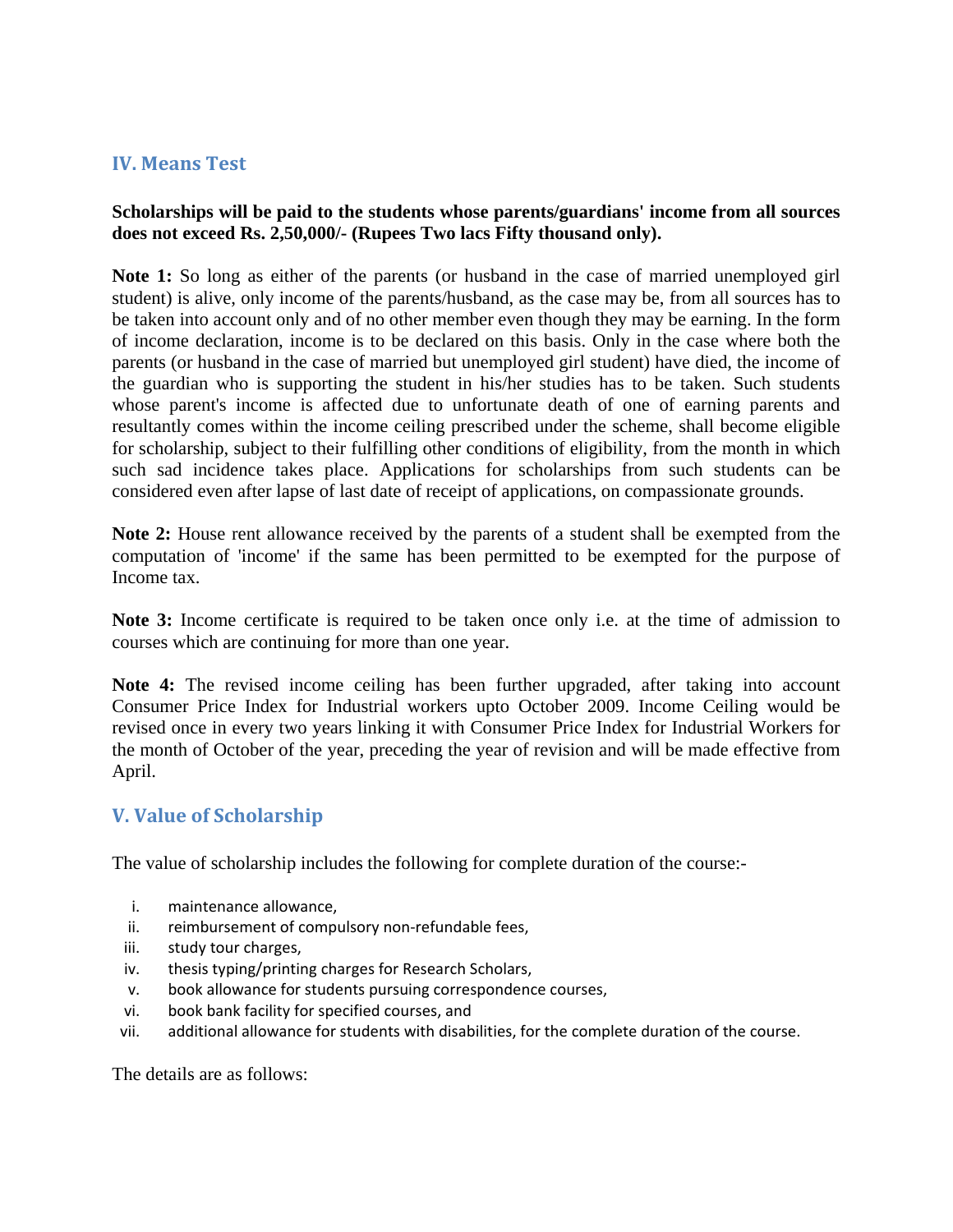## IV. Means Test

**Scholarships will be paid to the students whose parents/guardians' income from all sources does not exceed Rs. 2,50,000/- (Rupees Two lacs Fifty thousand only).**

**Note 1:** So long as either of the parents (or husband in the case of married unemployed girl student) is alive, only income of the parents/husband, as the case may be, from all sources has to be taken into account only and of no other member even though they may be earning. In the form of income declaration, income is to be declared on this basis. Only in the case where both the parents (or husband in the case of married but unemployed girl student) have died, the income of the guardian who is supporting the student in his/her studies has to be taken. Such students whose parent's income is affected due to unfortunate death of one of earning parents and resultantly comes within the income ceiling prescribed under the scheme, shall become eligible for scholarship, subject to their fulfilling other conditions of eligibility, from the month in which such sad incidence takes place. Applications for scholarships from such students can be considered even after lapse of last date of receipt of applications, on compassionate grounds.

**Note 2:** House rent allowance received by the parents of a student shall be exempted from the computation of 'income' if the same has been permitted to be exempted for the purpose of Income tax.

**Note 3:** Income certificate is required to be taken once only i.e. at the time of admission to courses which are continuing for more than one year.

**Note 4:** The revised income ceiling has been further upgraded, after taking into account Consumer Price Index for Industrial workers upto October 2009. Income Ceiling would be revised once in every two years linking it with Consumer Price Index for Industrial Workers for the month of October of the year, preceding the year of revision and will be made effective from April.

## V. Value of Scholarship

The value of scholarship includes the following for complete duration of the course:-

i. maintenance allowance,
ii. reimbursement of compulsory non-refundable fees,
iii. study tour charges,
iv. thesis typing/printing charges for Research Scholars,
v. book allowance for students pursuing correspondence courses,
vi. book bank facility for specified courses, and
vii. additional allowance for students with disabilities, for the complete duration of the course.

The details are as follows: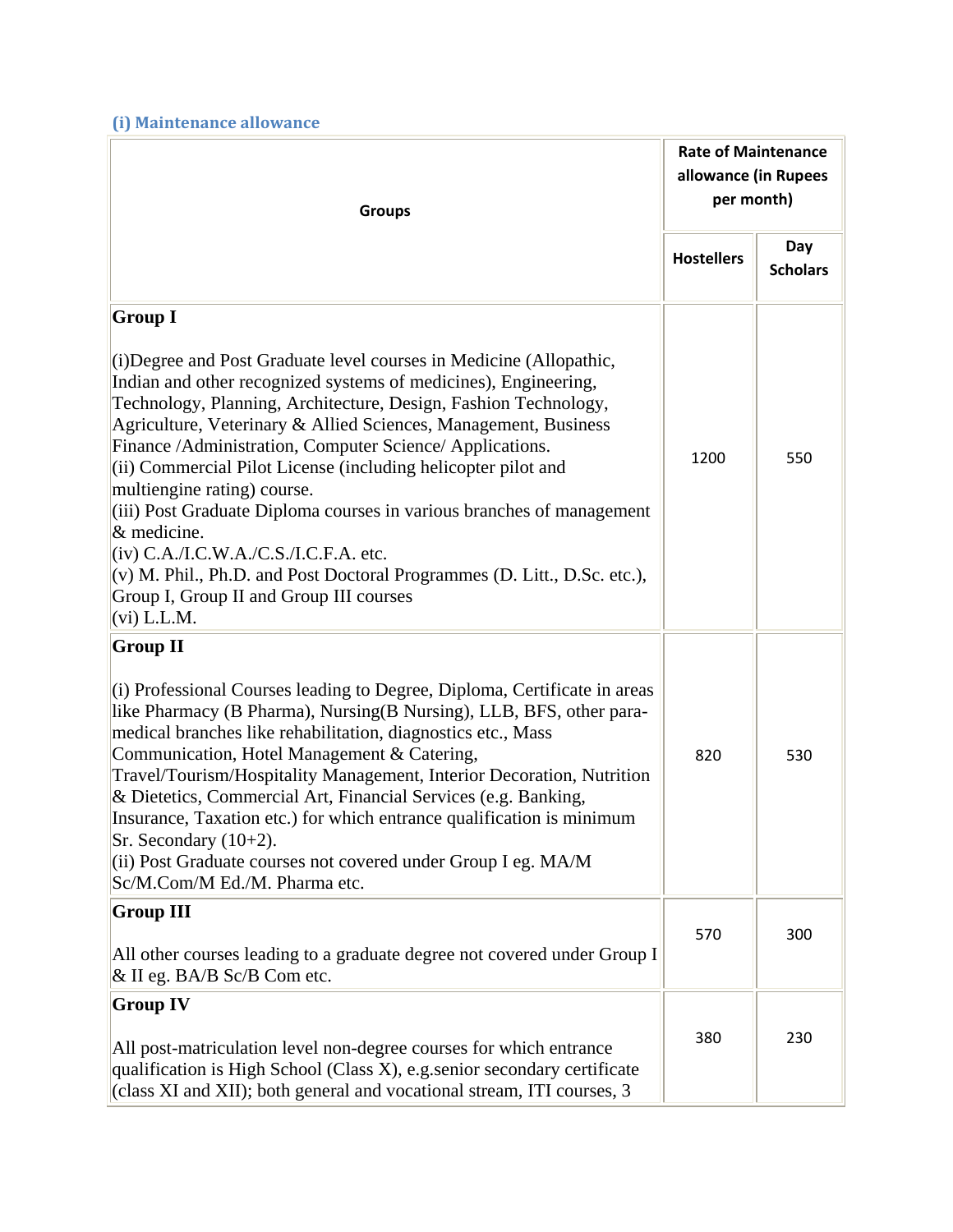### (i) Maintenance allowance

| Groups | Rate of Maintenance allowance (in Rupees per month) | |
|---|---|---|
| | Hostellers | Day Scholars |
| **Group I**<br><br>(i)Degree and Post Graduate level courses in Medicine (Allopathic, Indian and other recognized systems of medicines), Engineering, Technology, Planning, Architecture, Design, Fashion Technology, Agriculture, Veterinary & Allied Sciences, Management, Business Finance /Administration, Computer Science/ Applications.<br>(ii) Commercial Pilot License (including helicopter pilot and multiengine rating) course.<br>(iii) Post Graduate Diploma courses in various branches of management & medicine.<br>(iv) C.A./I.C.W.A./C.S./I.C.F.A. etc.<br>(v) M. Phil., Ph.D. and Post Doctoral Programmes (D. Litt., D.Sc. etc.), Group I, Group II and Group III courses<br>(vi) L.L.M. | 1200 | 550 |
| **Group II**<br><br>(i) Professional Courses leading to Degree, Diploma, Certificate in areas like Pharmacy (B Pharma), Nursing(B Nursing), LLB, BFS, other para-medical branches like rehabilitation, diagnostics etc., Mass Communication, Hotel Management & Catering, Travel/Tourism/Hospitality Management, Interior Decoration, Nutrition & Dietetics, Commercial Art, Financial Services (e.g. Banking, Insurance, Taxation etc.) for which entrance qualification is minimum Sr. Secondary (10+2).<br>(ii) Post Graduate courses not covered under Group I eg. MA/M Sc/M.Com/M Ed./M. Pharma etc. | 820 | 530 |
| **Group III**<br><br>All other courses leading to a graduate degree not covered under Group I & II eg. BA/B Sc/B Com etc. | 570 | 300 |
| **Group IV**<br><br>All post-matriculation level non-degree courses for which entrance qualification is High School (Class X), e.g.senior secondary certificate (class XI and XII); both general and vocational stream, ITI courses, 3 | 380 | 230 |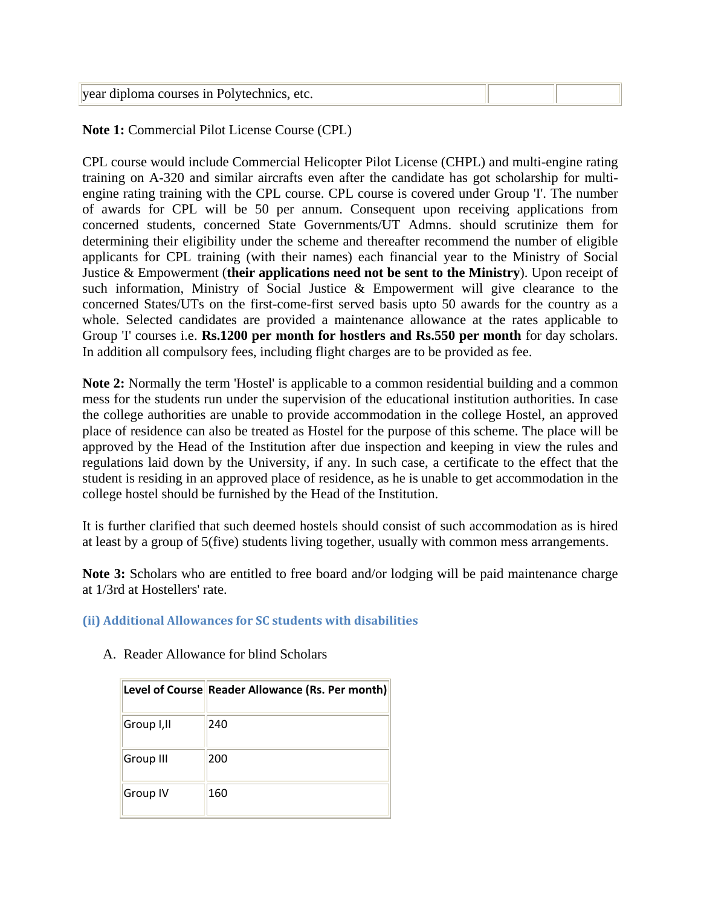| year diploma courses in Polytechnics, etc. | | |
|---|---|---|

**Note 1:** Commercial Pilot License Course (CPL)

CPL course would include Commercial Helicopter Pilot License (CHPL) and multi-engine rating training on A-320 and similar aircrafts even after the candidate has got scholarship for multi-engine rating training with the CPL course. CPL course is covered under Group 'I'. The number of awards for CPL will be 50 per annum. Consequent upon receiving applications from concerned students, concerned State Governments/UT Admns. should scrutinize them for determining their eligibility under the scheme and thereafter recommend the number of eligible applicants for CPL training (with their names) each financial year to the Ministry of Social Justice & Empowerment (**their applications need not be sent to the Ministry**). Upon receipt of such information, Ministry of Social Justice & Empowerment will give clearance to the concerned States/UTs on the first-come-first served basis upto 50 awards for the country as a whole. Selected candidates are provided a maintenance allowance at the rates applicable to Group 'I' courses i.e. **Rs.1200 per month for hostlers and Rs.550 per month** for day scholars. In addition all compulsory fees, including flight charges are to be provided as fee.

**Note 2:** Normally the term 'Hostel' is applicable to a common residential building and a common mess for the students run under the supervision of the educational institution authorities. In case the college authorities are unable to provide accommodation in the college Hostel, an approved place of residence can also be treated as Hostel for the purpose of this scheme. The place will be approved by the Head of the Institution after due inspection and keeping in view the rules and regulations laid down by the University, if any. In such case, a certificate to the effect that the student is residing in an approved place of residence, as he is unable to get accommodation in the college hostel should be furnished by the Head of the Institution.

It is further clarified that such deemed hostels should consist of such accommodation as is hired at least by a group of 5(five) students living together, usually with common mess arrangements.

**Note 3:** Scholars who are entitled to free board and/or lodging will be paid maintenance charge at 1/3rd at Hostellers' rate.

### (ii) Additional Allowances for SC students with disabilities

A. Reader Allowance for blind Scholars

| Level of Course | Reader Allowance (Rs. Per month) |
|---|---|
| Group I,II | 240 |
| Group III | 200 |
| Group IV | 160 |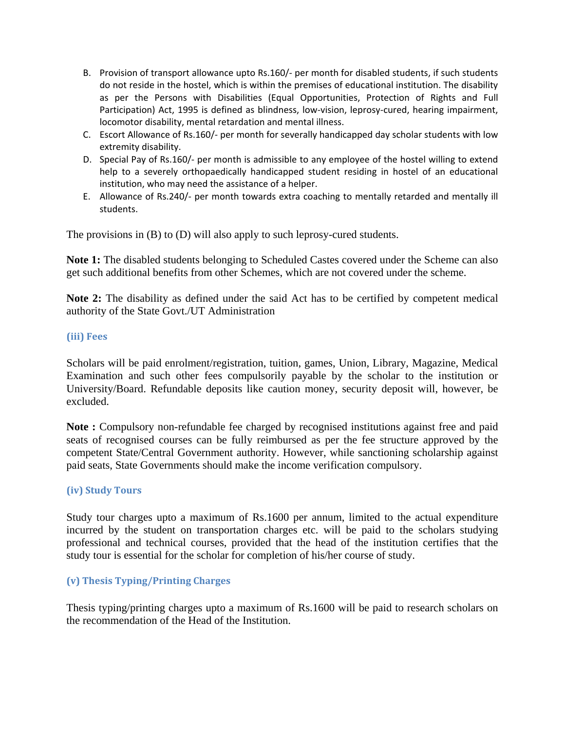B. Provision of transport allowance upto Rs.160/- per month for disabled students, if such students do not reside in the hostel, which is within the premises of educational institution. The disability as per the Persons with Disabilities (Equal Opportunities, Protection of Rights and Full Participation) Act, 1995 is defined as blindness, low-vision, leprosy-cured, hearing impairment, locomotor disability, mental retardation and mental illness.
C. Escort Allowance of Rs.160/- per month for severally handicapped day scholar students with low extremity disability.
D. Special Pay of Rs.160/- per month is admissible to any employee of the hostel willing to extend help to a severely orthopaedically handicapped student residing in hostel of an educational institution, who may need the assistance of a helper.
E. Allowance of Rs.240/- per month towards extra coaching to mentally retarded and mentally ill students.

The provisions in (B) to (D) will also apply to such leprosy-cured students.

**Note 1:** The disabled students belonging to Scheduled Castes covered under the Scheme can also get such additional benefits from other Schemes, which are not covered under the scheme.

**Note 2:** The disability as defined under the said Act has to be certified by competent medical authority of the State Govt./UT Administration

### (iii) Fees

Scholars will be paid enrolment/registration, tuition, games, Union, Library, Magazine, Medical Examination and such other fees compulsorily payable by the scholar to the institution or University/Board. Refundable deposits like caution money, security deposit will, however, be excluded.

**Note :** Compulsory non-refundable fee charged by recognised institutions against free and paid seats of recognised courses can be fully reimbursed as per the fee structure approved by the competent State/Central Government authority. However, while sanctioning scholarship against paid seats, State Governments should make the income verification compulsory.

### (iv) Study Tours

Study tour charges upto a maximum of Rs.1600 per annum, limited to the actual expenditure incurred by the student on transportation charges etc. will be paid to the scholars studying professional and technical courses, provided that the head of the institution certifies that the study tour is essential for the scholar for completion of his/her course of study.

### (v) Thesis Typing/Printing Charges

Thesis typing/printing charges upto a maximum of Rs.1600 will be paid to research scholars on the recommendation of the Head of the Institution.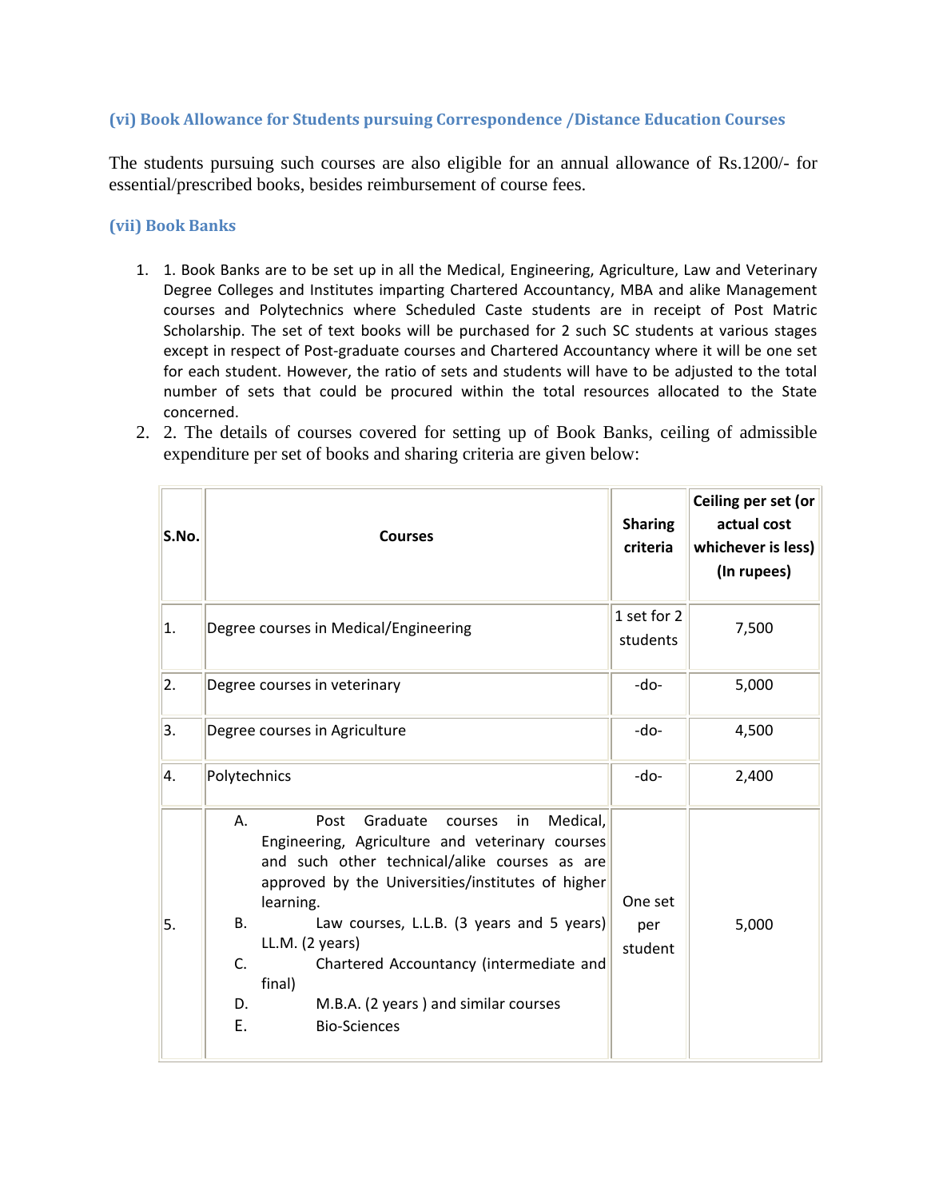### (vi) Book Allowance for Students pursuing Correspondence /Distance Education Courses

The students pursuing such courses are also eligible for an annual allowance of Rs.1200/- for essential/prescribed books, besides reimbursement of course fees.

### (vii) Book Banks

1. 1. Book Banks are to be set up in all the Medical, Engineering, Agriculture, Law and Veterinary Degree Colleges and Institutes imparting Chartered Accountancy, MBA and alike Management courses and Polytechnics where Scheduled Caste students are in receipt of Post Matric Scholarship. The set of text books will be purchased for 2 such SC students at various stages except in respect of Post-graduate courses and Chartered Accountancy where it will be one set for each student. However, the ratio of sets and students will have to be adjusted to the total number of sets that could be procured within the total resources allocated to the State concerned.
2. 2. The details of courses covered for setting up of Book Banks, ceiling of admissible expenditure per set of books and sharing criteria are given below:

| S.No. | Courses | Sharing criteria | Ceiling per set (or actual cost whichever is less) (In rupees) |
|---|---|---|---|
| 1. | Degree courses in Medical/Engineering | 1 set for 2 students | 7,500 |
| 2. | Degree courses in veterinary | -do- | 5,000 |
| 3. | Degree courses in Agriculture | -do- | 4,500 |
| 4. | Polytechnics | -do- | 2,400 |
| 5. | A. Post Graduate courses in Medical, Engineering, Agriculture and veterinary courses and such other technical/alike courses as are approved by the Universities/institutes of higher learning.<br>B. Law courses, L.L.B. (3 years and 5 years) LL.M. (2 years)<br>C. Chartered Accountancy (intermediate and final)<br>D. M.B.A. (2 years ) and similar courses<br>E. Bio-Sciences | One set per student | 5,000 |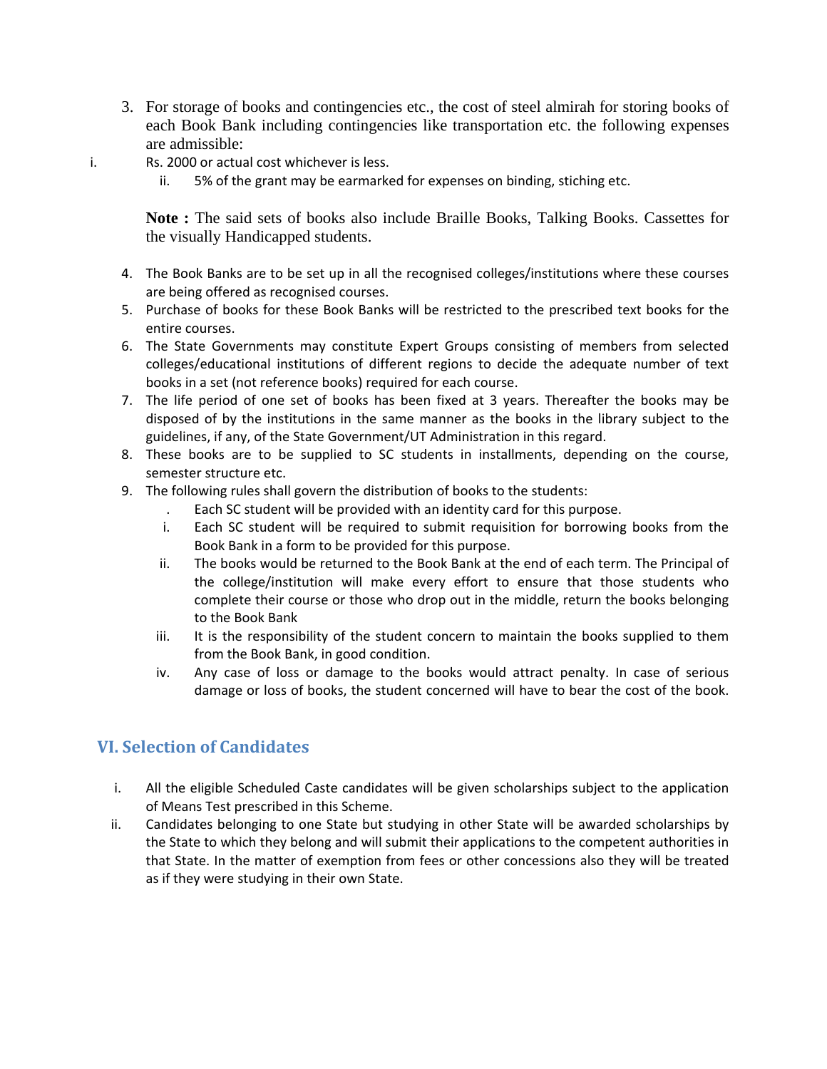3. For storage of books and contingencies etc., the cost of steel almirah for storing books of each Book Bank including contingencies like transportation etc. the following expenses are admissible:

   i. Rs. 2000 or actual cost whichever is less.

   ii. 5% of the grant may be earmarked for expenses on binding, stiching etc.

   **Note :** The said sets of books also include Braille Books, Talking Books. Cassettes for the visually Handicapped students.

4. The Book Banks are to be set up in all the recognised colleges/institutions where these courses are being offered as recognised courses.
5. Purchase of books for these Book Banks will be restricted to the prescribed text books for the entire courses.
6. The State Governments may constitute Expert Groups consisting of members from selected colleges/educational institutions of different regions to decide the adequate number of text books in a set (not reference books) required for each course.
7. The life period of one set of books has been fixed at 3 years. Thereafter the books may be disposed of by the institutions in the same manner as the books in the library subject to the guidelines, if any, of the State Government/UT Administration in this regard.
8. These books are to be supplied to SC students in installments, depending on the course, semester structure etc.
9. The following rules shall govern the distribution of books to the students:

   . Each SC student will be provided with an identity card for this purpose.

   i. Each SC student will be required to submit requisition for borrowing books from the Book Bank in a form to be provided for this purpose.

   ii. The books would be returned to the Book Bank at the end of each term. The Principal of the college/institution will make every effort to ensure that those students who complete their course or those who drop out in the middle, return the books belonging to the Book Bank

   iii. It is the responsibility of the student concern to maintain the books supplied to them from the Book Bank, in good condition.

   iv. Any case of loss or damage to the books would attract penalty. In case of serious damage or loss of books, the student concerned will have to bear the cost of the book.

## VI. Selection of Candidates

i. All the eligible Scheduled Caste candidates will be given scholarships subject to the application of Means Test prescribed in this Scheme.

ii. Candidates belonging to one State but studying in other State will be awarded scholarships by the State to which they belong and will submit their applications to the competent authorities in that State. In the matter of exemption from fees or other concessions also they will be treated as if they were studying in their own State.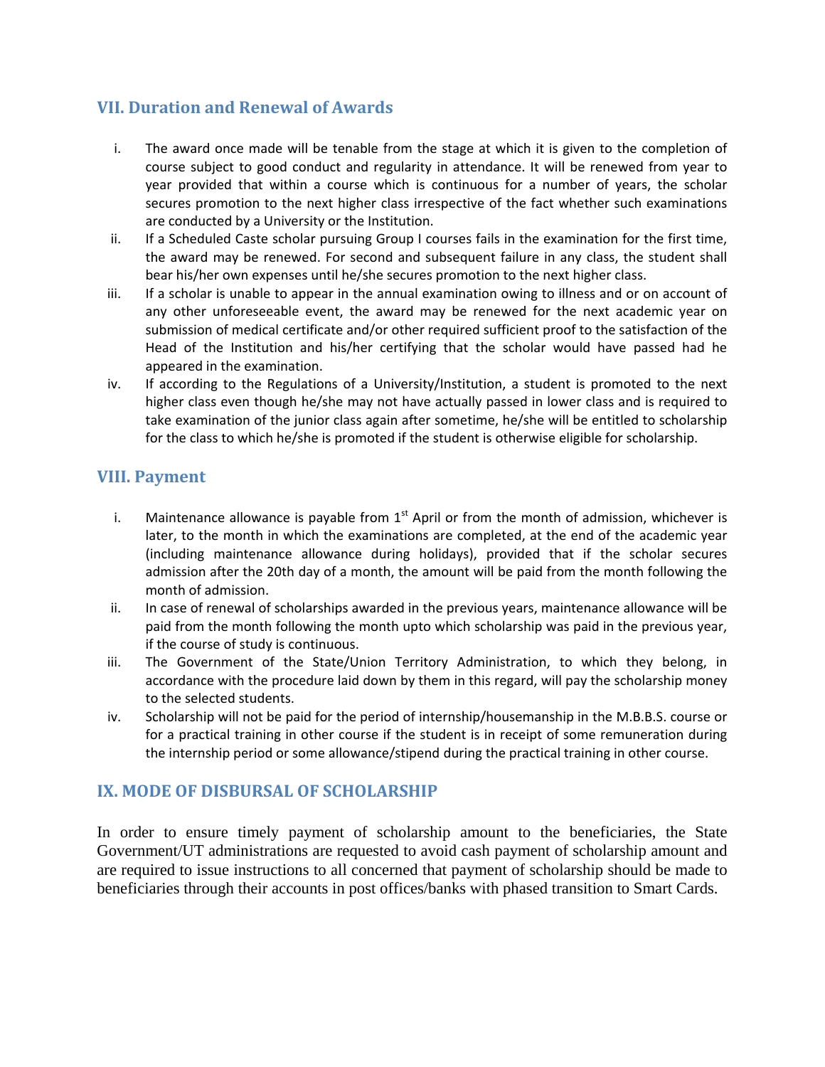## VII. Duration and Renewal of Awards

i. The award once made will be tenable from the stage at which it is given to the completion of course subject to good conduct and regularity in attendance. It will be renewed from year to year provided that within a course which is continuous for a number of years, the scholar secures promotion to the next higher class irrespective of the fact whether such examinations are conducted by a University or the Institution.

ii. If a Scheduled Caste scholar pursuing Group I courses fails in the examination for the first time, the award may be renewed. For second and subsequent failure in any class, the student shall bear his/her own expenses until he/she secures promotion to the next higher class.

iii. If a scholar is unable to appear in the annual examination owing to illness and or on account of any other unforeseeable event, the award may be renewed for the next academic year on submission of medical certificate and/or other required sufficient proof to the satisfaction of the Head of the Institution and his/her certifying that the scholar would have passed had he appeared in the examination.

iv. If according to the Regulations of a University/Institution, a student is promoted to the next higher class even though he/she may not have actually passed in lower class and is required to take examination of the junior class again after sometime, he/she will be entitled to scholarship for the class to which he/she is promoted if the student is otherwise eligible for scholarship.

## VIII. Payment

i. Maintenance allowance is payable from 1st April or from the month of admission, whichever is later, to the month in which the examinations are completed, at the end of the academic year (including maintenance allowance during holidays), provided that if the scholar secures admission after the 20th day of a month, the amount will be paid from the month following the month of admission.

ii. In case of renewal of scholarships awarded in the previous years, maintenance allowance will be paid from the month following the month upto which scholarship was paid in the previous year, if the course of study is continuous.

iii. The Government of the State/Union Territory Administration, to which they belong, in accordance with the procedure laid down by them in this regard, will pay the scholarship money to the selected students.

iv. Scholarship will not be paid for the period of internship/housemanship in the M.B.B.S. course or for a practical training in other course if the student is in receipt of some remuneration during the internship period or some allowance/stipend during the practical training in other course.

## IX. MODE OF DISBURSAL OF SCHOLARSHIP

In order to ensure timely payment of scholarship amount to the beneficiaries, the State Government/UT administrations are requested to avoid cash payment of scholarship amount and are required to issue instructions to all concerned that payment of scholarship should be made to beneficiaries through their accounts in post offices/banks with phased transition to Smart Cards.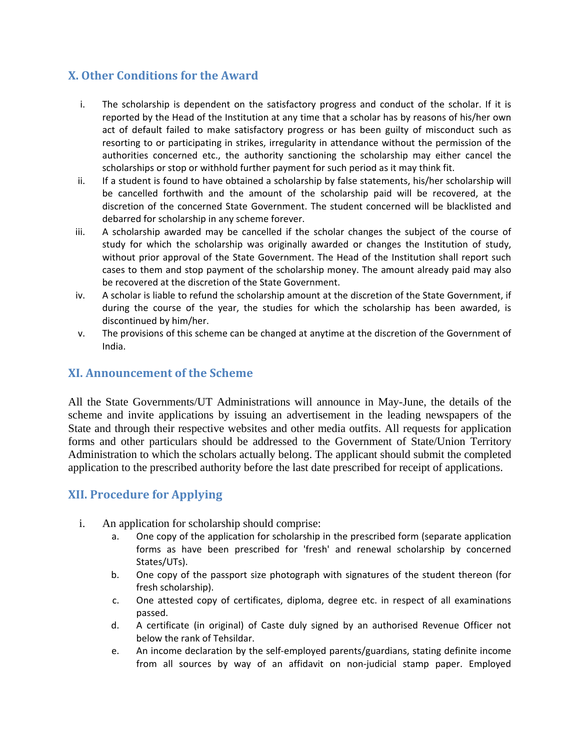## X. Other Conditions for the Award

i. The scholarship is dependent on the satisfactory progress and conduct of the scholar. If it is reported by the Head of the Institution at any time that a scholar has by reasons of his/her own act of default failed to make satisfactory progress or has been guilty of misconduct such as resorting to or participating in strikes, irregularity in attendance without the permission of the authorities concerned etc., the authority sanctioning the scholarship may either cancel the scholarships or stop or withhold further payment for such period as it may think fit.

ii. If a student is found to have obtained a scholarship by false statements, his/her scholarship will be cancelled forthwith and the amount of the scholarship paid will be recovered, at the discretion of the concerned State Government. The student concerned will be blacklisted and debarred for scholarship in any scheme forever.

iii. A scholarship awarded may be cancelled if the scholar changes the subject of the course of study for which the scholarship was originally awarded or changes the Institution of study, without prior approval of the State Government. The Head of the Institution shall report such cases to them and stop payment of the scholarship money. The amount already paid may also be recovered at the discretion of the State Government.

iv. A scholar is liable to refund the scholarship amount at the discretion of the State Government, if during the course of the year, the studies for which the scholarship has been awarded, is discontinued by him/her.

v. The provisions of this scheme can be changed at anytime at the discretion of the Government of India.

## XI. Announcement of the Scheme

All the State Governments/UT Administrations will announce in May-June, the details of the scheme and invite applications by issuing an advertisement in the leading newspapers of the State and through their respective websites and other media outfits. All requests for application forms and other particulars should be addressed to the Government of State/Union Territory Administration to which the scholars actually belong. The applicant should submit the completed application to the prescribed authority before the last date prescribed for receipt of applications.

## XII. Procedure for Applying

i. An application for scholarship should comprise:

   a. One copy of the application for scholarship in the prescribed form (separate application forms as have been prescribed for 'fresh' and renewal scholarship by concerned States/UTs).

   b. One copy of the passport size photograph with signatures of the student thereon (for fresh scholarship).

   c. One attested copy of certificates, diploma, degree etc. in respect of all examinations passed.

   d. A certificate (in original) of Caste duly signed by an authorised Revenue Officer not below the rank of Tehsildar.

   e. An income declaration by the self-employed parents/guardians, stating definite income from all sources by way of an affidavit on non-judicial stamp paper. Employed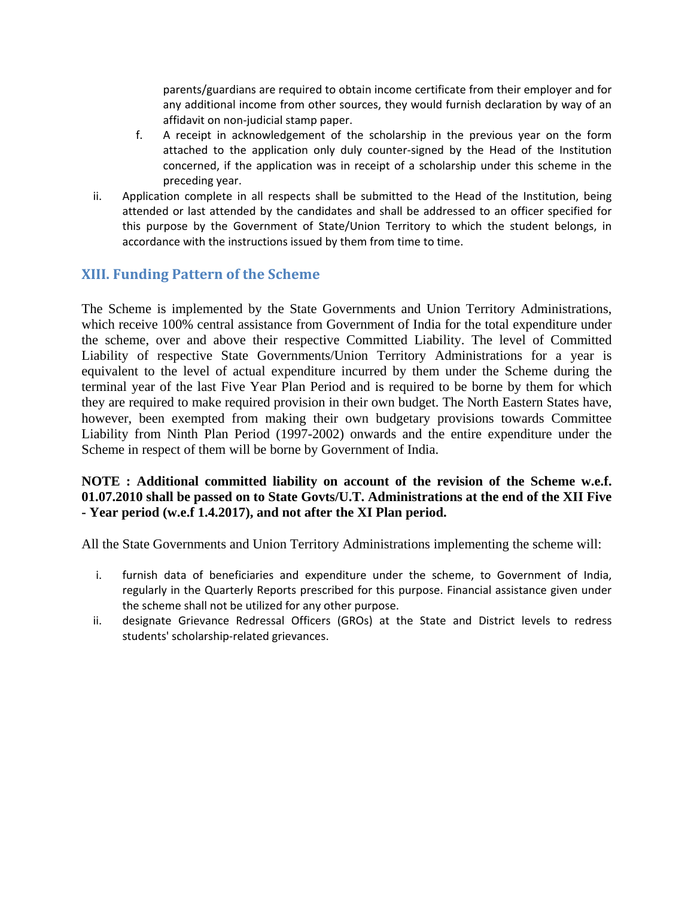parents/guardians are required to obtain income certificate from their employer and for any additional income from other sources, they would furnish declaration by way of an affidavit on non-judicial stamp paper.

f. A receipt in acknowledgement of the scholarship in the previous year on the form attached to the application only duly counter-signed by the Head of the Institution concerned, if the application was in receipt of a scholarship under this scheme in the preceding year.

ii. Application complete in all respects shall be submitted to the Head of the Institution, being attended or last attended by the candidates and shall be addressed to an officer specified for this purpose by the Government of State/Union Territory to which the student belongs, in accordance with the instructions issued by them from time to time.

## XIII. Funding Pattern of the Scheme

The Scheme is implemented by the State Governments and Union Territory Administrations, which receive 100% central assistance from Government of India for the total expenditure under the scheme, over and above their respective Committed Liability. The level of Committed Liability of respective State Governments/Union Territory Administrations for a year is equivalent to the level of actual expenditure incurred by them under the Scheme during the terminal year of the last Five Year Plan Period and is required to be borne by them for which they are required to make required provision in their own budget. The North Eastern States have, however, been exempted from making their own budgetary provisions towards Committee Liability from Ninth Plan Period (1997-2002) onwards and the entire expenditure under the Scheme in respect of them will be borne by Government of India.

**NOTE : Additional committed liability on account of the revision of the Scheme w.e.f. 01.07.2010 shall be passed on to State Govts/U.T. Administrations at the end of the XII Five - Year period (w.e.f 1.4.2017), and not after the XI Plan period.**

All the State Governments and Union Territory Administrations implementing the scheme will:

i. furnish data of beneficiaries and expenditure under the scheme, to Government of India, regularly in the Quarterly Reports prescribed for this purpose. Financial assistance given under the scheme shall not be utilized for any other purpose.

ii. designate Grievance Redressal Officers (GROs) at the State and District levels to redress students' scholarship-related grievances.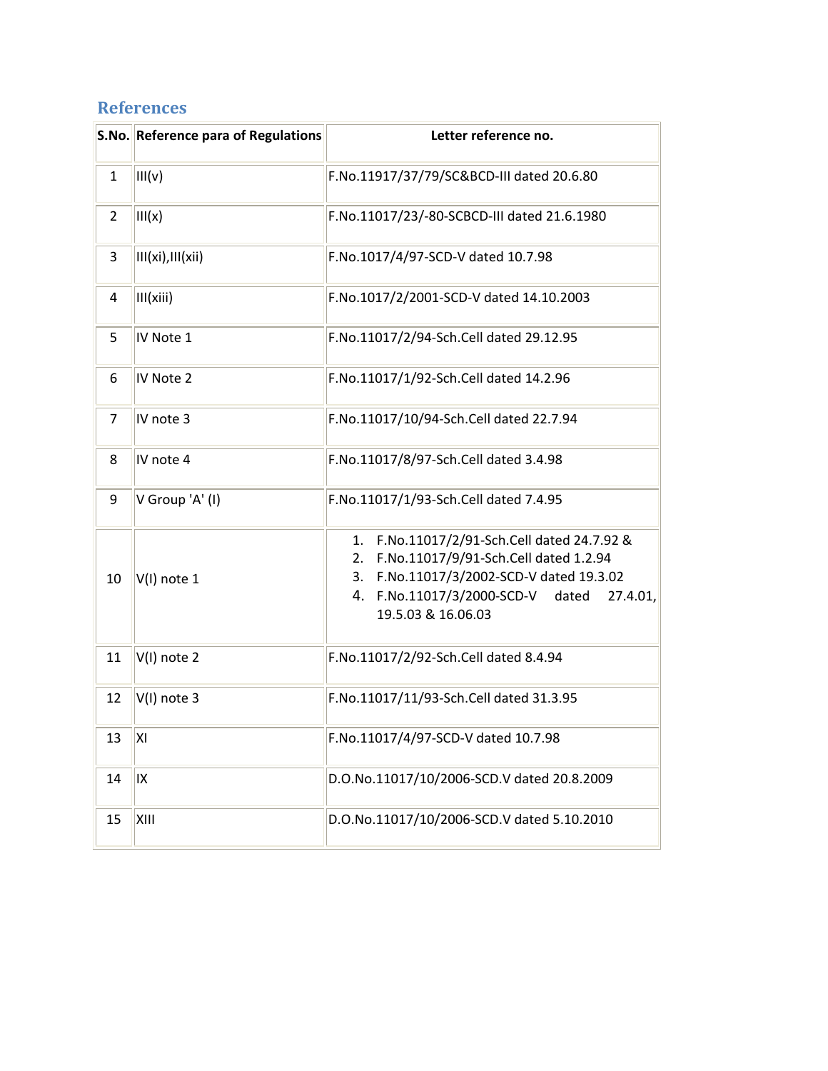## References

| S.No. | Reference para of Regulations | Letter reference no. |
|---|---|---|
| 1 | III(v) | F.No.11917/37/79/SC&BCD-III dated 20.6.80 |
| 2 | III(x) | F.No.11017/23/-80-SCBCD-III dated 21.6.1980 |
| 3 | III(xi),III(xii) | F.No.1017/4/97-SCD-V dated 10.7.98 |
| 4 | III(xiii) | F.No.1017/2/2001-SCD-V dated 14.10.2003 |
| 5 | IV Note 1 | F.No.11017/2/94-Sch.Cell dated 29.12.95 |
| 6 | IV Note 2 | F.No.11017/1/92-Sch.Cell dated 14.2.96 |
| 7 | IV note 3 | F.No.11017/10/94-Sch.Cell dated 22.7.94 |
| 8 | IV note 4 | F.No.11017/8/97-Sch.Cell dated 3.4.98 |
| 9 | V Group 'A' (I) | F.No.11017/1/93-Sch.Cell dated 7.4.95 |
| 10 | V(I) note 1 | 1. F.No.11017/2/91-Sch.Cell dated 24.7.92 & 2. F.No.11017/9/91-Sch.Cell dated 1.2.94 3. F.No.11017/3/2002-SCD-V dated 19.3.02 4. F.No.11017/3/2000-SCD-V dated 27.4.01, 19.5.03 & 16.06.03 |
| 11 | V(I) note 2 | F.No.11017/2/92-Sch.Cell dated 8.4.94 |
| 12 | V(I) note 3 | F.No.11017/11/93-Sch.Cell dated 31.3.95 |
| 13 | XI | F.No.11017/4/97-SCD-V dated 10.7.98 |
| 14 | IX | D.O.No.11017/10/2006-SCD.V dated 20.8.2009 |
| 15 | XIII | D.O.No.11017/10/2006-SCD.V dated 5.10.2010 |